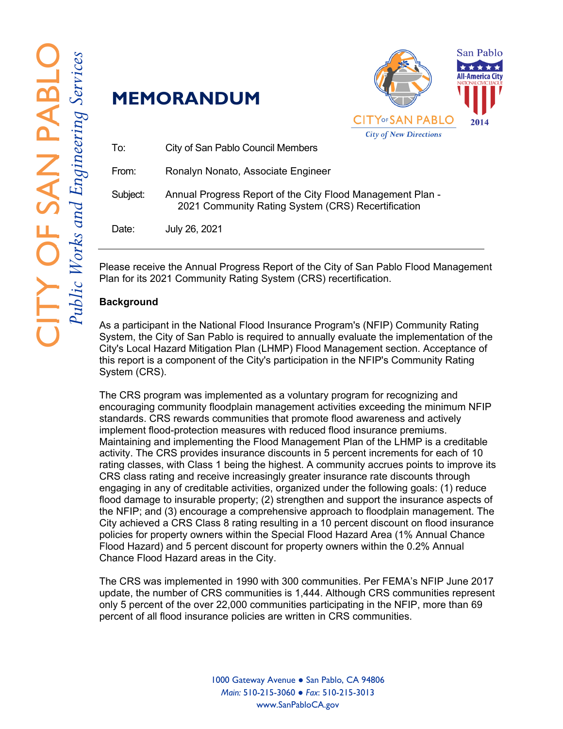CITY OF SAN PABLO

*Public Works and Engineering Services*

# MEMORANDUM

CITY OF SAN PABLO

*City of New Directions*

San Pablo All-America City National Civic League 2014

| | |
|---|---|
| To: | City of San Pablo Council Members |
| From: | Ronalyn Nonato, Associate Engineer |
| Subject: | Annual Progress Report of the City Flood Management Plan - 2021 Community Rating System (CRS) Recertification |
| Date: | July 26, 2021 |

---

Please receive the Annual Progress Report of the City of San Pablo Flood Management Plan for its 2021 Community Rating System (CRS) recertification.

**Background**

As a participant in the National Flood Insurance Program's (NFIP) Community Rating System, the City of San Pablo is required to annually evaluate the implementation of the City's Local Hazard Mitigation Plan (LHMP) Flood Management section. Acceptance of this report is a component of the City's participation in the NFIP's Community Rating System (CRS).

The CRS program was implemented as a voluntary program for recognizing and encouraging community floodplain management activities exceeding the minimum NFIP standards. CRS rewards communities that promote flood awareness and actively implement flood-protection measures with reduced flood insurance premiums. Maintaining and implementing the Flood Management Plan of the LHMP is a creditable activity. The CRS provides insurance discounts in 5 percent increments for each of 10 rating classes, with Class 1 being the highest. A community accrues points to improve its CRS class rating and receive increasingly greater insurance rate discounts through engaging in any of creditable activities, organized under the following goals: (1) reduce flood damage to insurable property; (2) strengthen and support the insurance aspects of the NFIP; and (3) encourage a comprehensive approach to floodplain management. The City achieved a CRS Class 8 rating resulting in a 10 percent discount on flood insurance policies for property owners within the Special Flood Hazard Area (1% Annual Chance Flood Hazard) and 5 percent discount for property owners within the 0.2% Annual Chance Flood Hazard areas in the City.

The CRS was implemented in 1990 with 300 communities. Per FEMA's NFIP June 2017 update, the number of CRS communities is 1,444. Although CRS communities represent only 5 percent of the over 22,000 communities participating in the NFIP, more than 69 percent of all flood insurance policies are written in CRS communities.

1000 Gateway Avenue ● San Pablo, CA 94806
*Main:* 510-215-3060 ● *Fax:* 510-215-3013
www.SanPabloCA.gov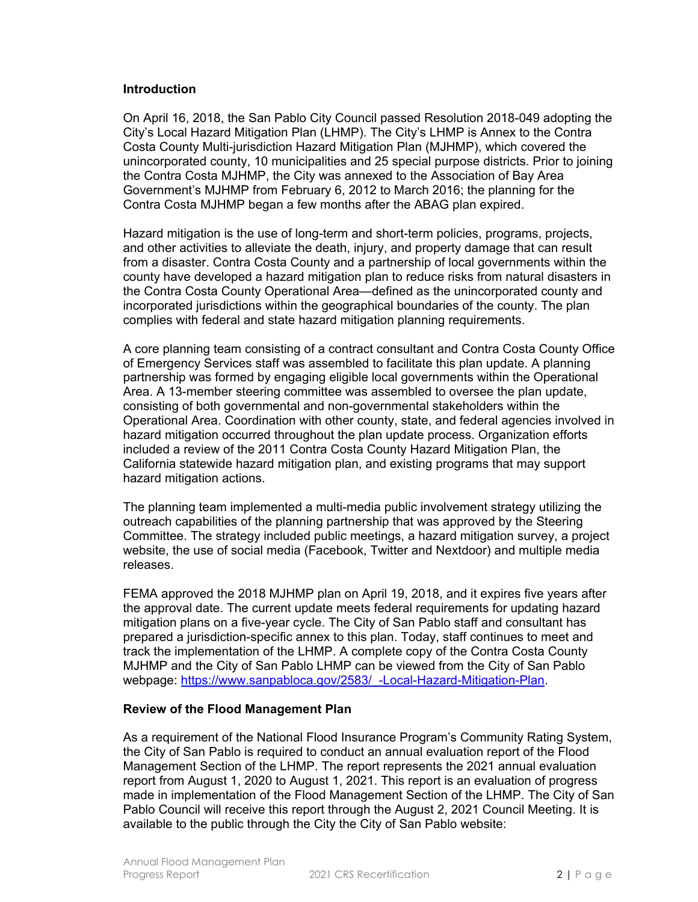## Introduction

On April 16, 2018, the San Pablo City Council passed Resolution 2018-049 adopting the City's Local Hazard Mitigation Plan (LHMP). The City's LHMP is Annex to the Contra Costa County Multi-jurisdiction Hazard Mitigation Plan (MJHMP), which covered the unincorporated county, 10 municipalities and 25 special purpose districts. Prior to joining the Contra Costa MJHMP, the City was annexed to the Association of Bay Area Government's MJHMP from February 6, 2012 to March 2016; the planning for the Contra Costa MJHMP began a few months after the ABAG plan expired.

Hazard mitigation is the use of long-term and short-term policies, programs, projects, and other activities to alleviate the death, injury, and property damage that can result from a disaster. Contra Costa County and a partnership of local governments within the county have developed a hazard mitigation plan to reduce risks from natural disasters in the Contra Costa County Operational Area—defined as the unincorporated county and incorporated jurisdictions within the geographical boundaries of the county. The plan complies with federal and state hazard mitigation planning requirements.

A core planning team consisting of a contract consultant and Contra Costa County Office of Emergency Services staff was assembled to facilitate this plan update. A planning partnership was formed by engaging eligible local governments within the Operational Area. A 13-member steering committee was assembled to oversee the plan update, consisting of both governmental and non-governmental stakeholders within the Operational Area. Coordination with other county, state, and federal agencies involved in hazard mitigation occurred throughout the plan update process. Organization efforts included a review of the 2011 Contra Costa County Hazard Mitigation Plan, the California statewide hazard mitigation plan, and existing programs that may support hazard mitigation actions.

The planning team implemented a multi-media public involvement strategy utilizing the outreach capabilities of the planning partnership that was approved by the Steering Committee. The strategy included public meetings, a hazard mitigation survey, a project website, the use of social media (Facebook, Twitter and Nextdoor) and multiple media releases.

FEMA approved the 2018 MJHMP plan on April 19, 2018, and it expires five years after the approval date. The current update meets federal requirements for updating hazard mitigation plans on a five-year cycle. The City of San Pablo staff and consultant has prepared a jurisdiction-specific annex to this plan. Today, staff continues to meet and track the implementation of the LHMP. A complete copy of the Contra Costa County MJHMP and the City of San Pablo LHMP can be viewed from the City of San Pablo webpage: https://www.sanpabloca.gov/2583/_-Local-Hazard-Mitigation-Plan.

## Review of the Flood Management Plan

As a requirement of the National Flood Insurance Program's Community Rating System, the City of San Pablo is required to conduct an annual evaluation report of the Flood Management Section of the LHMP. The report represents the 2021 annual evaluation report from August 1, 2020 to August 1, 2021. This report is an evaluation of progress made in implementation of the Flood Management Section of the LHMP. The City of San Pablo Council will receive this report through the August 2, 2021 Council Meeting. It is available to the public through the City the City of San Pablo website: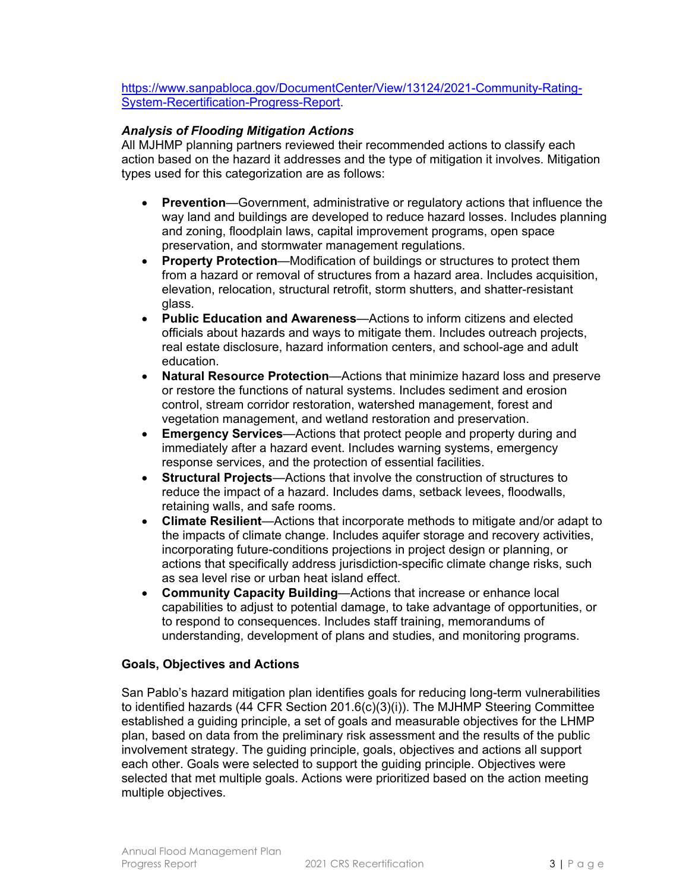[https://www.sanpabloca.gov/DocumentCenter/View/13124/2021-Community-Rating-System-Recertification-Progress-Report](https://www.sanpabloca.gov/DocumentCenter/View/13124/2021-Community-Rating-System-Recertification-Progress-Report).

### *Analysis of Flooding Mitigation Actions*

All MJHMP planning partners reviewed their recommended actions to classify each action based on the hazard it addresses and the type of mitigation it involves. Mitigation types used for this categorization are as follows:

- **Prevention**—Government, administrative or regulatory actions that influence the way land and buildings are developed to reduce hazard losses. Includes planning and zoning, floodplain laws, capital improvement programs, open space preservation, and stormwater management regulations.
- **Property Protection**—Modification of buildings or structures to protect them from a hazard or removal of structures from a hazard area. Includes acquisition, elevation, relocation, structural retrofit, storm shutters, and shatter-resistant glass.
- **Public Education and Awareness**—Actions to inform citizens and elected officials about hazards and ways to mitigate them. Includes outreach projects, real estate disclosure, hazard information centers, and school-age and adult education.
- **Natural Resource Protection**—Actions that minimize hazard loss and preserve or restore the functions of natural systems. Includes sediment and erosion control, stream corridor restoration, watershed management, forest and vegetation management, and wetland restoration and preservation.
- **Emergency Services**—Actions that protect people and property during and immediately after a hazard event. Includes warning systems, emergency response services, and the protection of essential facilities.
- **Structural Projects**—Actions that involve the construction of structures to reduce the impact of a hazard. Includes dams, setback levees, floodwalls, retaining walls, and safe rooms.
- **Climate Resilient**—Actions that incorporate methods to mitigate and/or adapt to the impacts of climate change. Includes aquifer storage and recovery activities, incorporating future-conditions projections in project design or planning, or actions that specifically address jurisdiction-specific climate change risks, such as sea level rise or urban heat island effect.
- **Community Capacity Building**—Actions that increase or enhance local capabilities to adjust to potential damage, to take advantage of opportunities, or to respond to consequences. Includes staff training, memorandums of understanding, development of plans and studies, and monitoring programs.

### Goals, Objectives and Actions

San Pablo's hazard mitigation plan identifies goals for reducing long-term vulnerabilities to identified hazards (44 CFR Section 201.6(c)(3)(i)). The MJHMP Steering Committee established a guiding principle, a set of goals and measurable objectives for the LHMP plan, based on data from the preliminary risk assessment and the results of the public involvement strategy. The guiding principle, goals, objectives and actions all support each other. Goals were selected to support the guiding principle. Objectives were selected that met multiple goals. Actions were prioritized based on the action meeting multiple objectives.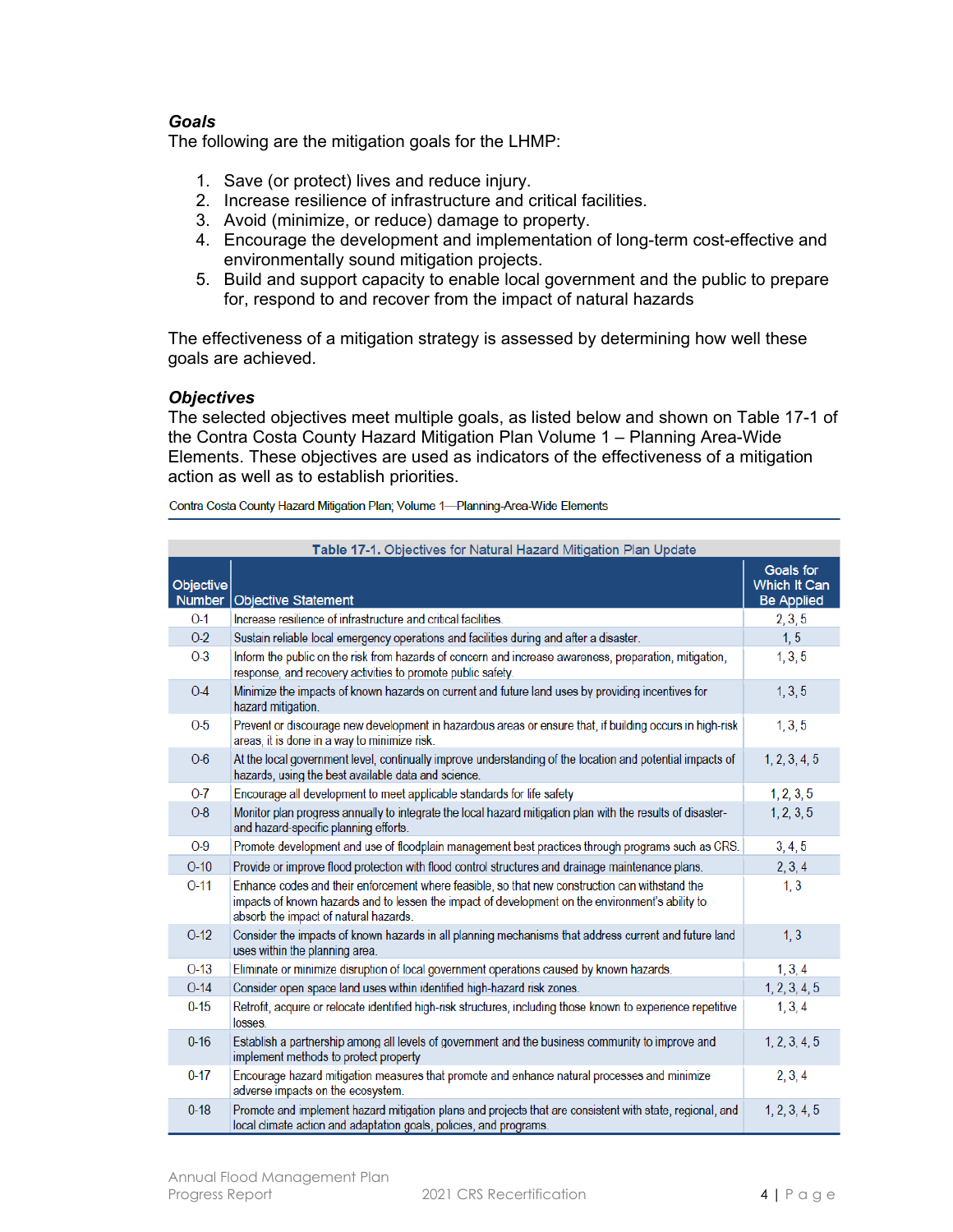### *Goals*

The following are the mitigation goals for the LHMP:

1. Save (or protect) lives and reduce injury.
2. Increase resilience of infrastructure and critical facilities.
3. Avoid (minimize, or reduce) damage to property.
4. Encourage the development and implementation of long-term cost-effective and environmentally sound mitigation projects.
5. Build and support capacity to enable local government and the public to prepare for, respond to and recover from the impact of natural hazards

The effectiveness of a mitigation strategy is assessed by determining how well these goals are achieved.

### *Objectives*

The selected objectives meet multiple goals, as listed below and shown on Table 17-1 of the Contra Costa County Hazard Mitigation Plan Volume 1 – Planning Area-Wide Elements. These objectives are used as indicators of the effectiveness of a mitigation action as well as to establish priorities.

Contra Costa County Hazard Mitigation Plan; Volume 1—Planning-Area-Wide Elements

**Table 17-1. Objectives for Natural Hazard Mitigation Plan Update**

| Objective Number | Objective Statement | Goals for Which It Can Be Applied |
|---|---|---|
| O-1 | Increase resilience of infrastructure and critical facilities. | 2, 3, 5 |
| O-2 | Sustain reliable local emergency operations and facilities during and after a disaster. | 1, 5 |
| O-3 | Inform the public on the risk from hazards of concern and increase awareness, preparation, mitigation, response, and recovery activities to promote public safety | 1, 3, 5 |
| O-4 | Minimize the impacts of known hazards on current and future land uses by providing incentives for hazard mitigation. | 1, 3, 5 |
| O-5 | Prevent or discourage new development in hazardous areas or ensure that, if building occurs in high-risk areas, it is done in a way to minimize risk. | 1, 3, 5 |
| O-6 | At the local government level, continually improve understanding of the location and potential impacts of hazards, using the best available data and science. | 1, 2, 3, 4, 5 |
| O-7 | Encourage all development to meet applicable standards for life safety | 1, 2, 3, 5 |
| O-8 | Monitor plan progress annually to integrate the local hazard mitigation plan with the results of disaster- and hazard-specific planning efforts. | 1, 2, 3, 5 |
| O-9 | Promote development and use of floodplain management best practices through programs such as CRS. | 3, 4, 5 |
| O-10 | Provide or improve flood protection with flood control structures and drainage maintenance plans. | 2, 3, 4 |
| O-11 | Enhance codes and their enforcement where feasible, so that new construction can withstand the impacts of known hazards and to lessen the impact of development on the environment's ability to absorb the impact of natural hazards. | 1, 3 |
| O-12 | Consider the impacts of known hazards in all planning mechanisms that address current and future land uses within the planning area. | 1, 3 |
| O-13 | Eliminate or minimize disruption of local government operations caused by known hazards. | 1, 3, 4 |
| O-14 | Consider open space land uses within identified high-hazard risk zones. | 1, 2, 3, 4, 5 |
| O-15 | Retrofit, acquire or relocate identified high-risk structures, including those known to experience repetitive losses. | 1, 3, 4 |
| O-16 | Establish a partnership among all levels of government and the business community to improve and implement methods to protect property | 1, 2, 3, 4, 5 |
| O-17 | Encourage hazard mitigation measures that promote and enhance natural processes and minimize adverse impacts on the ecosystem. | 2, 3, 4 |
| O-18 | Promote and implement hazard mitigation plans and projects that are consistent with state, regional, and local climate action and adaptation goals, policies, and programs. | 1, 2, 3, 4, 5 |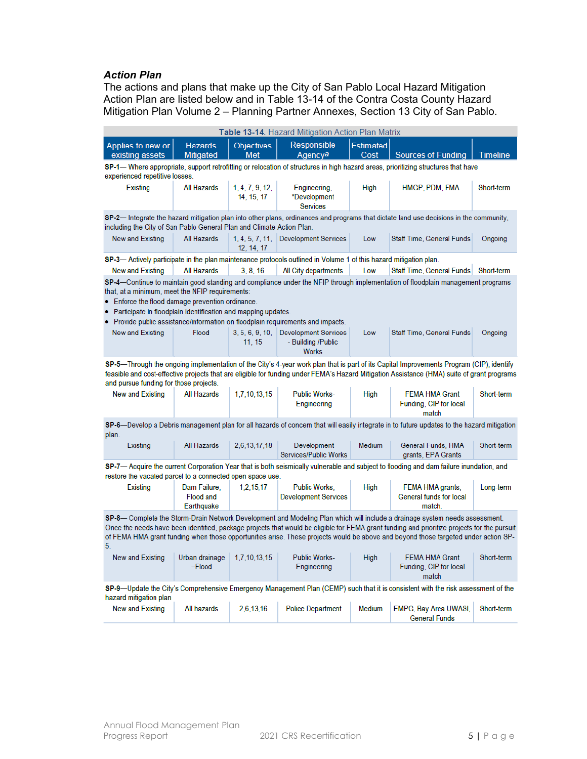### *Action Plan*

The actions and plans that make up the City of San Pablo Local Hazard Mitigation Action Plan are listed below and in Table 13-14 of the Contra Costa County Hazard Mitigation Plan Volume 2 – Planning Partner Annexes, Section 13 City of San Pablo.

**Table 13-14.** Hazard Mitigation Action Plan Matrix

| Applies to new or existing assets | Hazards Mitigated | Objectives Met | Responsible Agency[a] | Estimated Cost | Sources of Funding | Timeline |
|---|---|---|---|---|---|---|
| **SP-1**— Where appropriate, support retrofitting or relocation of structures in high hazard areas, prioritizing structures that have experienced repetitive losses. | | | | | | |
| Existing | All Hazards | 1, 4, 7, 9, 12, 14, 15, 17 | Engineering, *Development Services | High | HMGP, PDM, FMA | Short-term |
| **SP-2**— Integrate the hazard mitigation plan into other plans, ordinances and programs that dictate land use decisions in the community, including the City of San Pablo General Plan and Climate Action Plan. | | | | | | |
| New and Existing | All Hazards | 1, 4, 5, 7, 11, 12, 14, 17 | Development Services | Low | Staff Time, General Funds | Ongoing |
| **SP-3**— Actively participate in the plan maintenance protocols outlined in Volume 1 of this hazard mitigation plan. | | | | | | |
| New and Existing | All Hazards | 3, 8, 16 | All City departments | Low | Staff Time, General Funds | Short-term |
| **SP-4**—Continue to maintain good standing and compliance under the NFIP through implementation of floodplain management programs that, at a minimum, meet the NFIP requirements: • Enforce the flood damage prevention ordinance. • Participate in floodplain identification and mapping updates. • Provide public assistance/information on floodplain requirements and impacts. | | | | | | |
| New and Existing | Flood | 3, 5, 6, 9, 10, 11, 15 | Development Services - Building /Public Works | Low | Staff Time, General Funds | Ongoing |
| **SP-5**—Through the ongoing implementation of the City's 4-year work plan that is part of its Capital Improvements Program (CIP), identify feasible and cost-effective projects that are eligible for funding under FEMA's Hazard Mitigation Assistance (HMA) suite of grant programs and pursue funding for those projects. | | | | | | |
| New and Existing | All Hazards | 1,7,10,13,15 | Public Works-Engineering | High | FEMA HMA Grant Funding, CIP for local match | Short-term |
| **SP-6**—Develop a Debris management plan for all hazards of concern that will easily integrate in to future updates to the hazard mitigation plan. | | | | | | |
| Existing | All Hazards | 2,6,13,17,18 | Development Services/Public Works | Medium | General Funds, HMA grants, EPA Grants | Short-term |
| **SP-7**— Acquire the current Corporation Year that is both seismically vulnerable and subject to flooding and dam failure inundation, and restore the vacated parcel to a connected open space use. | | | | | | |
| Existing | Dam Failure, Flood and Earthquake | 1,2,15,17 | Public Works, Development Services | High | FEMA HMA grants, General funds for local match. | Long-term |
| **SP-8**— Complete the Storm-Drain Network Development and Modeling Plan which will include a drainage system needs assessment. Once the needs have been identified, package projects that would be eligible for FEMA grant funding and prioritize projects for the pursuit of FEMA HMA grant funding when those opportunities arise. These projects would be above and beyond those targeted under action SP-5. | | | | | | |
| New and Existing | Urban drainage –Flood | 1,7,10,13,15 | Public Works-Engineering | High | FEMA HMA Grant Funding, CIP for local match | Short-term |
| **SP-9**—Update the City's Comprehensive Emergency Management Plan (CEMP) such that it is consistent with the risk assessment of the hazard mitigation plan | | | | | | |
| New and Existing | All hazards | 2,6,13,16 | Police Department | Medium | EMPG, Bay Area UWASI, General Funds | Short-term |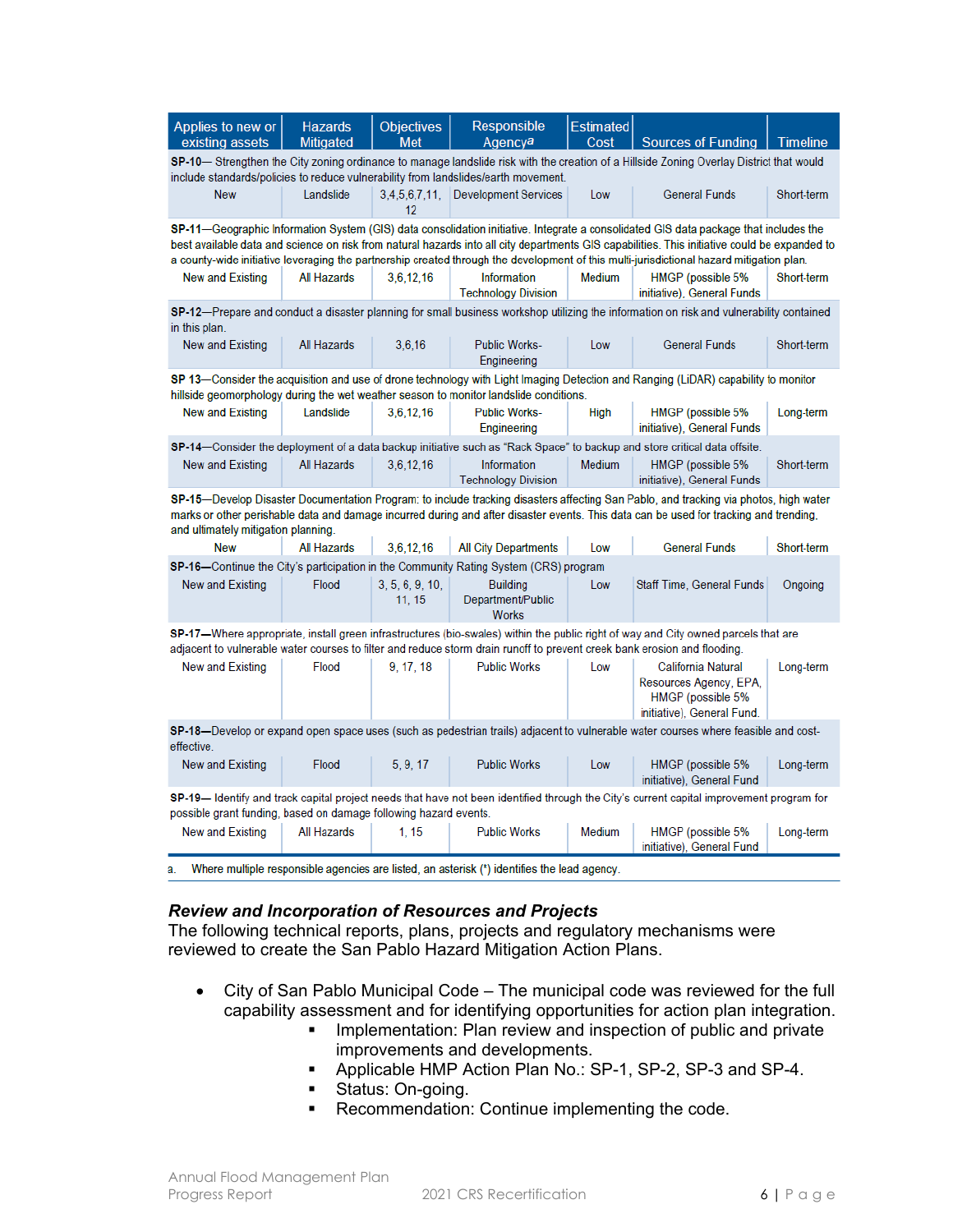| Applies to new or existing assets | Hazards Mitigated | Objectives Met | Responsible Agency[a] | Estimated Cost | Sources of Funding | Timeline |
|---|---|---|---|---|---|---|
| **SP-10**— Strengthen the City zoning ordinance to manage landslide risk with the creation of a Hillside Zoning Overlay District that would include standards/policies to reduce vulnerability from landslides/earth movement. | | | | | | |
| New | Landslide | 3,4,5,6,7,11, 12 | Development Services | Low | General Funds | Short-term |
| **SP-11**—Geographic Information System (GIS) data consolidation initiative. Integrate a consolidated GIS data package that includes the best available data and science on risk from natural hazards into all city departments GIS capabilities. This initiative could be expanded to a county-wide initiative leveraging the partnership created through the development of this multi-jurisdictional hazard mitigation plan. | | | | | | |
| New and Existing | All Hazards | 3,6,12,16 | Information Technology Division | Medium | HMGP (possible 5% initiative), General Funds | Short-term |
| **SP-12**—Prepare and conduct a disaster planning for small business workshop utilizing the information on risk and vulnerability contained in this plan. | | | | | | |
| New and Existing | All Hazards | 3,6,16 | Public Works-Engineering | Low | General Funds | Short-term |
| **SP 13**—Consider the acquisition and use of drone technology with Light Imaging Detection and Ranging (LiDAR) capability to monitor hillside geomorphology during the wet weather season to monitor landslide conditions. | | | | | | |
| New and Existing | Landslide | 3,6,12,16 | Public Works-Engineering | High | HMGP (possible 5% initiative), General Funds | Long-term |
| **SP-14**—Consider the deployment of a data backup initiative such as "Rack Space" to backup and store critical data offsite. | | | | | | |
| New and Existing | All Hazards | 3,6,12,16 | Information Technology Division | Medium | HMGP (possible 5% initiative), General Funds | Short-term |
| **SP-15**—Develop Disaster Documentation Program: to include tracking disasters affecting San Pablo, and tracking via photos, high water marks or other perishable data and damage incurred during and after disaster events. This data can be used for tracking and trending, and ultimately mitigation planning. | | | | | | |
| New | All Hazards | 3,6,12,16 | All City Departments | Low | General Funds | Short-term |
| **SP-16**—Continue the City's participation in the Community Rating System (CRS) program | | | | | | |
| New and Existing | Flood | 3, 5, 6, 9, 10, 11, 15 | Building Department/Public Works | Low | Staff Time, General Funds | Ongoing |
| **SP-17**—Where appropriate, install green infrastructures (bio-swales) within the public right of way and City owned parcels that are adjacent to vulnerable water courses to filter and reduce storm drain runoff to prevent creek bank erosion and flooding. | | | | | | |
| New and Existing | Flood | 9, 17, 18 | Public Works | Low | California Natural Resources Agency, EPA, HMGP (possible 5% initiative), General Fund. | Long-term |
| **SP-18**—Develop or expand open space uses (such as pedestrian trails) adjacent to vulnerable water courses where feasible and cost-effective. | | | | | | |
| New and Existing | Flood | 5, 9, 17 | Public Works | Low | HMGP (possible 5% initiative), General Fund | Long-term |
| **SP-19**— Identify and track capital project needs that have not been identified through the City's current capital improvement program for possible grant funding, based on damage following hazard events. | | | | | | |
| New and Existing | All Hazards | 1, 15 | Public Works | Medium | HMGP (possible 5% initiative), General Fund | Long-term |

a. Where multiple responsible agencies are listed, an asterisk (*) identifies the lead agency.

### *Review and Incorporation of Resources and Projects*

The following technical reports, plans, projects and regulatory mechanisms were reviewed to create the San Pablo Hazard Mitigation Action Plans.

- City of San Pablo Municipal Code – The municipal code was reviewed for the full capability assessment and for identifying opportunities for action plan integration.
  - Implementation: Plan review and inspection of public and private improvements and developments.
  - Applicable HMP Action Plan No.: SP-1, SP-2, SP-3 and SP-4.
  - Status: On-going.
  - Recommendation: Continue implementing the code.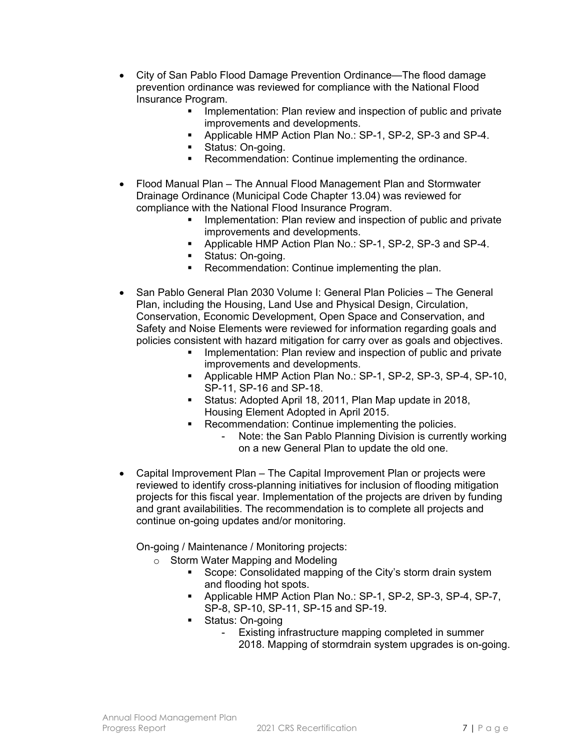- City of San Pablo Flood Damage Prevention Ordinance—The flood damage prevention ordinance was reviewed for compliance with the National Flood Insurance Program.
    - Implementation: Plan review and inspection of public and private improvements and developments.
    - Applicable HMP Action Plan No.: SP-1, SP-2, SP-3 and SP-4.
    - Status: On-going.
    - Recommendation: Continue implementing the ordinance.

- Flood Manual Plan – The Annual Flood Management Plan and Stormwater Drainage Ordinance (Municipal Code Chapter 13.04) was reviewed for compliance with the National Flood Insurance Program.
    - Implementation: Plan review and inspection of public and private improvements and developments.
    - Applicable HMP Action Plan No.: SP-1, SP-2, SP-3 and SP-4.
    - Status: On-going.
    - Recommendation: Continue implementing the plan.

- San Pablo General Plan 2030 Volume I: General Plan Policies – The General Plan, including the Housing, Land Use and Physical Design, Circulation, Conservation, Economic Development, Open Space and Conservation, and Safety and Noise Elements were reviewed for information regarding goals and policies consistent with hazard mitigation for carry over as goals and objectives.
    - Implementation: Plan review and inspection of public and private improvements and developments.
    - Applicable HMP Action Plan No.: SP-1, SP-2, SP-3, SP-4, SP-10, SP-11, SP-16 and SP-18.
    - Status: Adopted April 18, 2011, Plan Map update in 2018, Housing Element Adopted in April 2015.
    - Recommendation: Continue implementing the policies.
        - Note: the San Pablo Planning Division is currently working on a new General Plan to update the old one.

- Capital Improvement Plan – The Capital Improvement Plan or projects were reviewed to identify cross-planning initiatives for inclusion of flooding mitigation projects for this fiscal year. Implementation of the projects are driven by funding and grant availabilities. The recommendation is to complete all projects and continue on-going updates and/or monitoring.

  On-going / Maintenance / Monitoring projects:
    - Storm Water Mapping and Modeling
        - Scope: Consolidated mapping of the City's storm drain system and flooding hot spots.
        - Applicable HMP Action Plan No.: SP-1, SP-2, SP-3, SP-4, SP-7, SP-8, SP-10, SP-11, SP-15 and SP-19.
        - Status: On-going
            - Existing infrastructure mapping completed in summer 2018. Mapping of stormdrain system upgrades is on-going.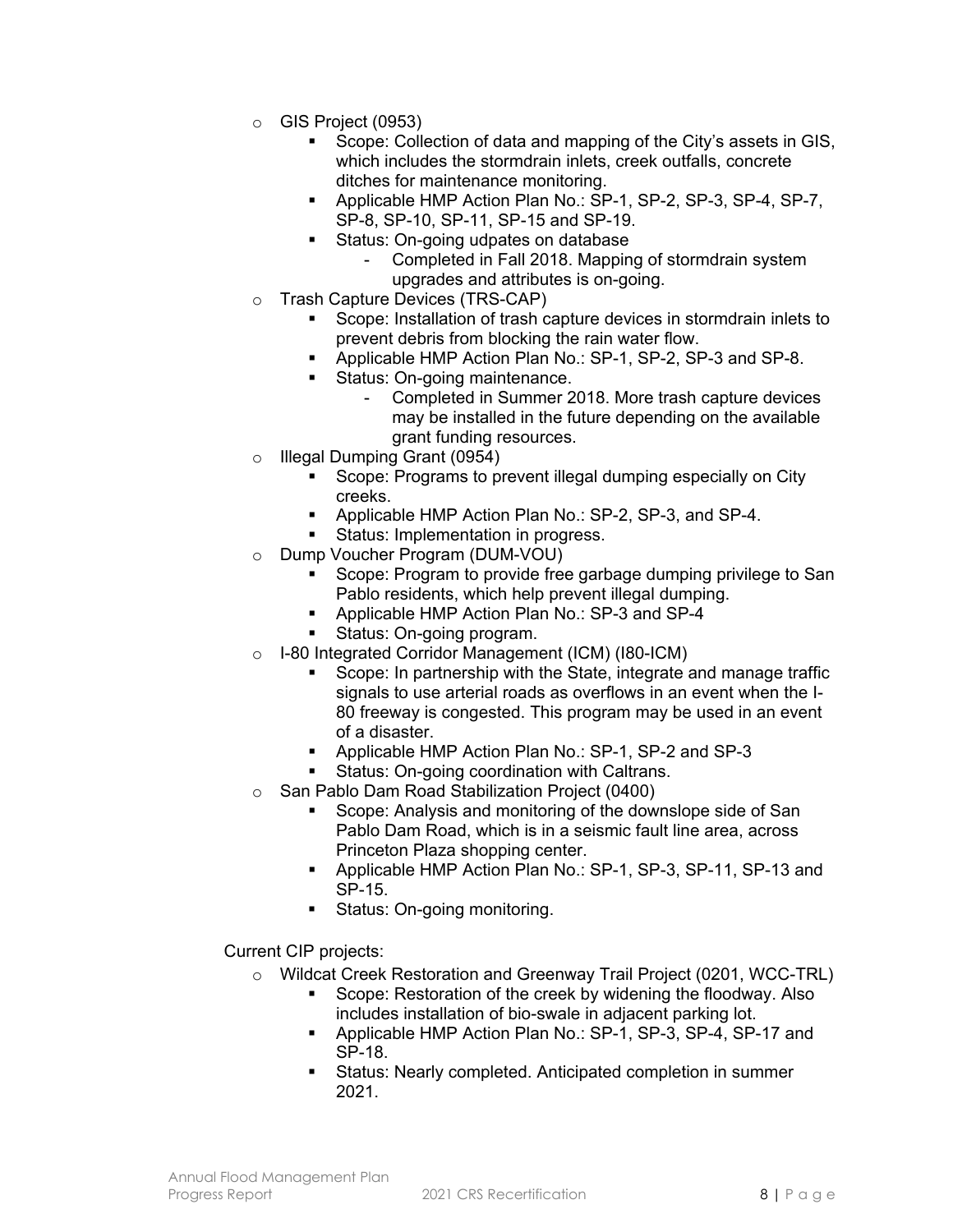- GIS Project (0953)
  - Scope: Collection of data and mapping of the City's assets in GIS, which includes the stormdrain inlets, creek outfalls, concrete ditches for maintenance monitoring.
  - Applicable HMP Action Plan No.: SP-1, SP-2, SP-3, SP-4, SP-7, SP-8, SP-10, SP-11, SP-15 and SP-19.
  - Status: On-going udpates on database
    - Completed in Fall 2018. Mapping of stormdrain system upgrades and attributes is on-going.
- Trash Capture Devices (TRS-CAP)
  - Scope: Installation of trash capture devices in stormdrain inlets to prevent debris from blocking the rain water flow.
  - Applicable HMP Action Plan No.: SP-1, SP-2, SP-3 and SP-8.
  - Status: On-going maintenance.
    - Completed in Summer 2018. More trash capture devices may be installed in the future depending on the available grant funding resources.
- Illegal Dumping Grant (0954)
  - Scope: Programs to prevent illegal dumping especially on City creeks.
  - Applicable HMP Action Plan No.: SP-2, SP-3, and SP-4.
  - Status: Implementation in progress.
- Dump Voucher Program (DUM-VOU)
  - Scope: Program to provide free garbage dumping privilege to San Pablo residents, which help prevent illegal dumping.
  - Applicable HMP Action Plan No.: SP-3 and SP-4
  - Status: On-going program.
- I-80 Integrated Corridor Management (ICM) (I80-ICM)
  - Scope: In partnership with the State, integrate and manage traffic signals to use arterial roads as overflows in an event when the I-80 freeway is congested. This program may be used in an event of a disaster.
  - Applicable HMP Action Plan No.: SP-1, SP-2 and SP-3
  - Status: On-going coordination with Caltrans.
- San Pablo Dam Road Stabilization Project (0400)
  - Scope: Analysis and monitoring of the downslope side of San Pablo Dam Road, which is in a seismic fault line area, across Princeton Plaza shopping center.
  - Applicable HMP Action Plan No.: SP-1, SP-3, SP-11, SP-13 and SP-15.
  - Status: On-going monitoring.

Current CIP projects:

- Wildcat Creek Restoration and Greenway Trail Project (0201, WCC-TRL)
  - Scope: Restoration of the creek by widening the floodway. Also includes installation of bio-swale in adjacent parking lot.
  - Applicable HMP Action Plan No.: SP-1, SP-3, SP-4, SP-17 and SP-18.
  - Status: Nearly completed. Anticipated completion in summer 2021.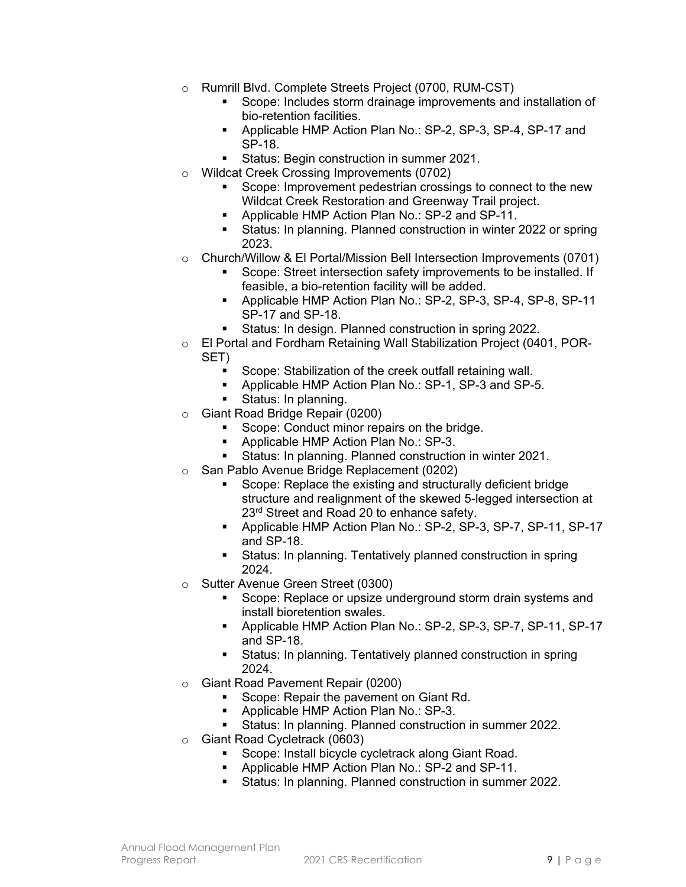- Rumrill Blvd. Complete Streets Project (0700, RUM-CST)
  - Scope: Includes storm drainage improvements and installation of bio-retention facilities.
  - Applicable HMP Action Plan No.: SP-2, SP-3, SP-4, SP-17 and SP-18.
  - Status: Begin construction in summer 2021.
- Wildcat Creek Crossing Improvements (0702)
  - Scope: Improvement pedestrian crossings to connect to the new Wildcat Creek Restoration and Greenway Trail project.
  - Applicable HMP Action Plan No.: SP-2 and SP-11.
  - Status: In planning. Planned construction in winter 2022 or spring 2023.
- Church/Willow & El Portal/Mission Bell Intersection Improvements (0701)
  - Scope: Street intersection safety improvements to be installed. If feasible, a bio-retention facility will be added.
  - Applicable HMP Action Plan No.: SP-2, SP-3, SP-4, SP-8, SP-11 SP-17 and SP-18.
  - Status: In design. Planned construction in spring 2022.
- El Portal and Fordham Retaining Wall Stabilization Project (0401, POR-SET)
  - Scope: Stabilization of the creek outfall retaining wall.
  - Applicable HMP Action Plan No.: SP-1, SP-3 and SP-5.
  - Status: In planning.
- Giant Road Bridge Repair (0200)
  - Scope: Conduct minor repairs on the bridge.
  - Applicable HMP Action Plan No.: SP-3.
  - Status: In planning. Planned construction in winter 2021.
- San Pablo Avenue Bridge Replacement (0202)
  - Scope: Replace the existing and structurally deficient bridge structure and realignment of the skewed 5-legged intersection at 23rd Street and Road 20 to enhance safety.
  - Applicable HMP Action Plan No.: SP-2, SP-3, SP-7, SP-11, SP-17 and SP-18.
  - Status: In planning. Tentatively planned construction in spring 2024.
- Sutter Avenue Green Street (0300)
  - Scope: Replace or upsize underground storm drain systems and install bioretention swales.
  - Applicable HMP Action Plan No.: SP-2, SP-3, SP-7, SP-11, SP-17 and SP-18.
  - Status: In planning. Tentatively planned construction in spring 2024.
- Giant Road Pavement Repair (0200)
  - Scope: Repair the pavement on Giant Rd.
  - Applicable HMP Action Plan No.: SP-3.
  - Status: In planning. Planned construction in summer 2022.
- Giant Road Cycletrack (0603)
  - Scope: Install bicycle cycletrack along Giant Road.
  - Applicable HMP Action Plan No.: SP-2 and SP-11.
  - Status: In planning. Planned construction in summer 2022.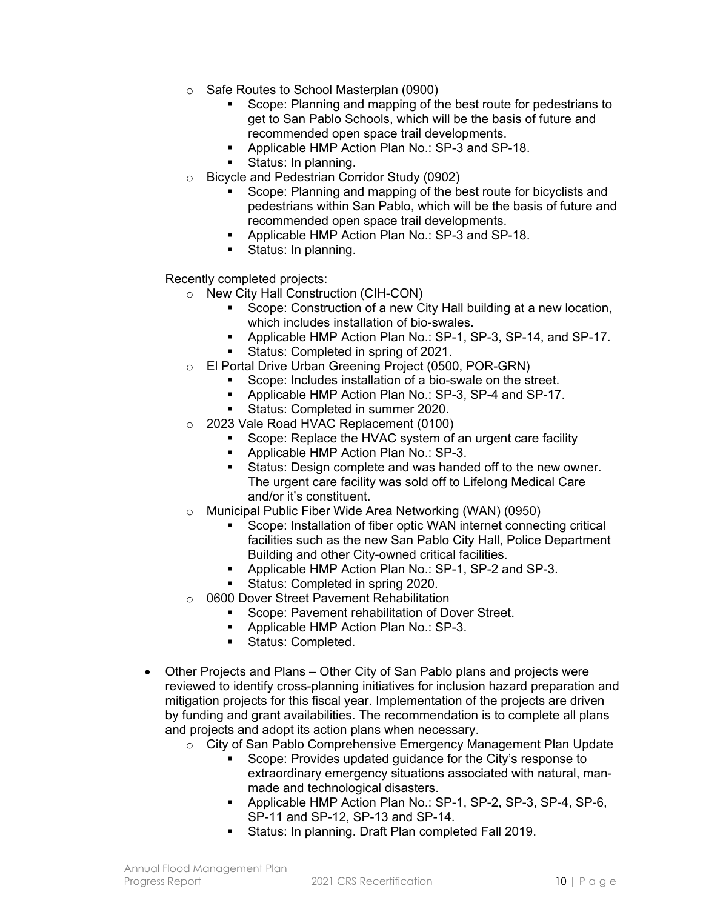- Safe Routes to School Masterplan (0900)
  - Scope: Planning and mapping of the best route for pedestrians to get to San Pablo Schools, which will be the basis of future and recommended open space trail developments.
  - Applicable HMP Action Plan No.: SP-3 and SP-18.
  - Status: In planning.
- Bicycle and Pedestrian Corridor Study (0902)
  - Scope: Planning and mapping of the best route for bicyclists and pedestrians within San Pablo, which will be the basis of future and recommended open space trail developments.
  - Applicable HMP Action Plan No.: SP-3 and SP-18.
  - Status: In planning.

Recently completed projects:

- New City Hall Construction (CIH-CON)
  - Scope: Construction of a new City Hall building at a new location, which includes installation of bio-swales.
  - Applicable HMP Action Plan No.: SP-1, SP-3, SP-14, and SP-17.
  - Status: Completed in spring of 2021.
- El Portal Drive Urban Greening Project (0500, POR-GRN)
  - Scope: Includes installation of a bio-swale on the street.
  - Applicable HMP Action Plan No.: SP-3, SP-4 and SP-17.
  - Status: Completed in summer 2020.
- 2023 Vale Road HVAC Replacement (0100)
  - Scope: Replace the HVAC system of an urgent care facility
  - Applicable HMP Action Plan No.: SP-3.
  - Status: Design complete and was handed off to the new owner. The urgent care facility was sold off to Lifelong Medical Care and/or it's constituent.
- Municipal Public Fiber Wide Area Networking (WAN) (0950)
  - Scope: Installation of fiber optic WAN internet connecting critical facilities such as the new San Pablo City Hall, Police Department Building and other City-owned critical facilities.
  - Applicable HMP Action Plan No.: SP-1, SP-2 and SP-3.
  - Status: Completed in spring 2020.
- 0600 Dover Street Pavement Rehabilitation
  - Scope: Pavement rehabilitation of Dover Street.
  - Applicable HMP Action Plan No.: SP-3.
  - Status: Completed.

- Other Projects and Plans – Other City of San Pablo plans and projects were reviewed to identify cross-planning initiatives for inclusion hazard preparation and mitigation projects for this fiscal year. Implementation of the projects are driven by funding and grant availabilities. The recommendation is to complete all plans and projects and adopt its action plans when necessary.
  - City of San Pablo Comprehensive Emergency Management Plan Update
    - Scope: Provides updated guidance for the City's response to extraordinary emergency situations associated with natural, man-made and technological disasters.
    - Applicable HMP Action Plan No.: SP-1, SP-2, SP-3, SP-4, SP-6, SP-11 and SP-12, SP-13 and SP-14.
    - Status: In planning. Draft Plan completed Fall 2019.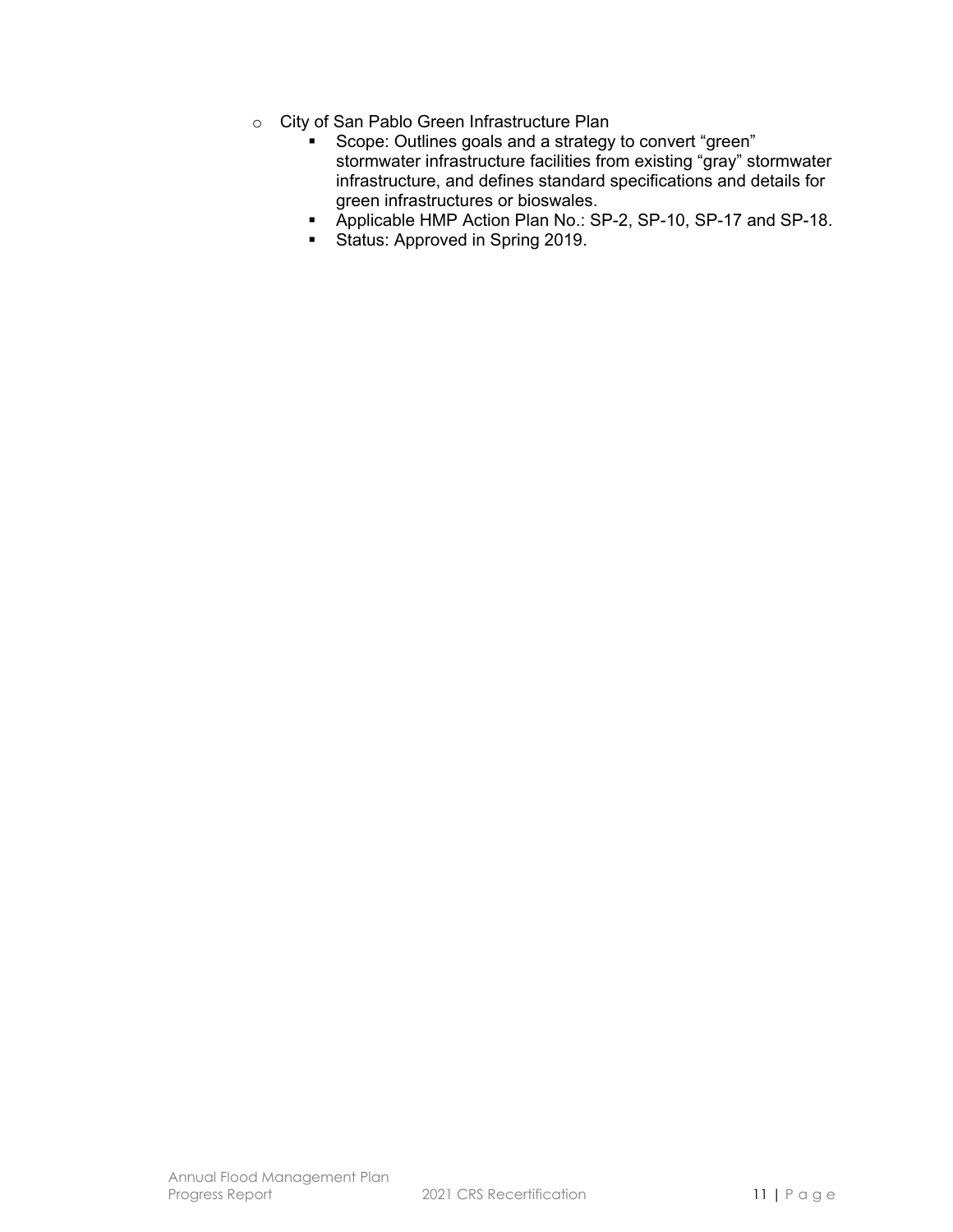- City of San Pablo Green Infrastructure Plan
  - Scope: Outlines goals and a strategy to convert “green” stormwater infrastructure facilities from existing “gray” stormwater infrastructure, and defines standard specifications and details for green infrastructures or bioswales.
  - Applicable HMP Action Plan No.: SP-2, SP-10, SP-17 and SP-18.
  - Status: Approved in Spring 2019.